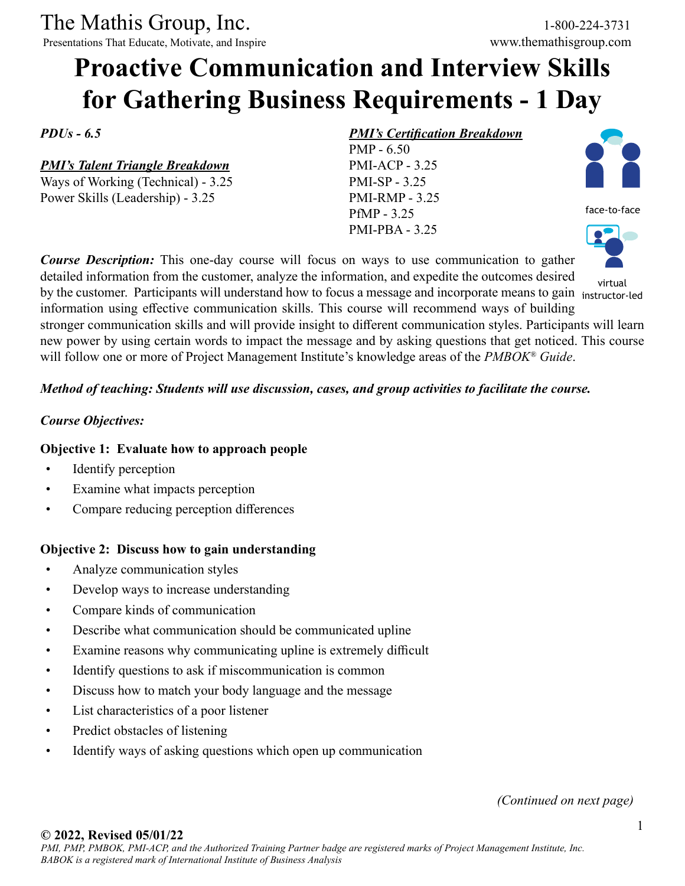The Mathis Group, Inc.

Presentations That Educate, Motivate, and Inspire

1-800-224-3731

www.themathisgroup.com

# Proactive Communication and Interview Skills for Gathering Business Requirements - 1 Day

***PDUs - 6.5***

***PMI's Talent Triangle Breakdown***

Ways of Working (Technical) - 3.25

Power Skills (Leadership) - 3.25

***PMI's Certification Breakdown***

PMP - 6.50

PMI-ACP - 3.25

PMI-SP - 3.25

PMI-RMP - 3.25

PfMP - 3.25

PMI-PBA - 3.25

face-to-face

virtual instructor-led

***Course Description:*** This one-day course will focus on ways to use communication to gather detailed information from the customer, analyze the information, and expedite the outcomes desired by the customer. Participants will understand how to focus a message and incorporate means to gain information using effective communication skills. This course will recommend ways of building stronger communication skills and will provide insight to different communication styles. Participants will learn new power by using certain words to impact the message and by asking questions that get noticed. This course will follow one or more of Project Management Institute's knowledge areas of the *PMBOK® Guide*.

***Method of teaching: Students will use discussion, cases, and group activities to facilitate the course.***

***Course Objectives:***

**Objective 1: Evaluate how to approach people**

- Identify perception
- Examine what impacts perception
- Compare reducing perception differences

**Objective 2: Discuss how to gain understanding**

- Analyze communication styles
- Develop ways to increase understanding
- Compare kinds of communication
- Describe what communication should be communicated upline
- Examine reasons why communicating upline is extremely difficult
- Identify questions to ask if miscommunication is common
- Discuss how to match your body language and the message
- List characteristics of a poor listener
- Predict obstacles of listening
- Identify ways of asking questions which open up communication

*(Continued on next page)*

**© 2022, Revised 05/01/22**

*PMI, PMP, PMBOK, PMI-ACP, and the Authorized Training Partner badge are registered marks of Project Management Institute, Inc.*
*BABOK is a registered mark of International Institute of Business Analysis*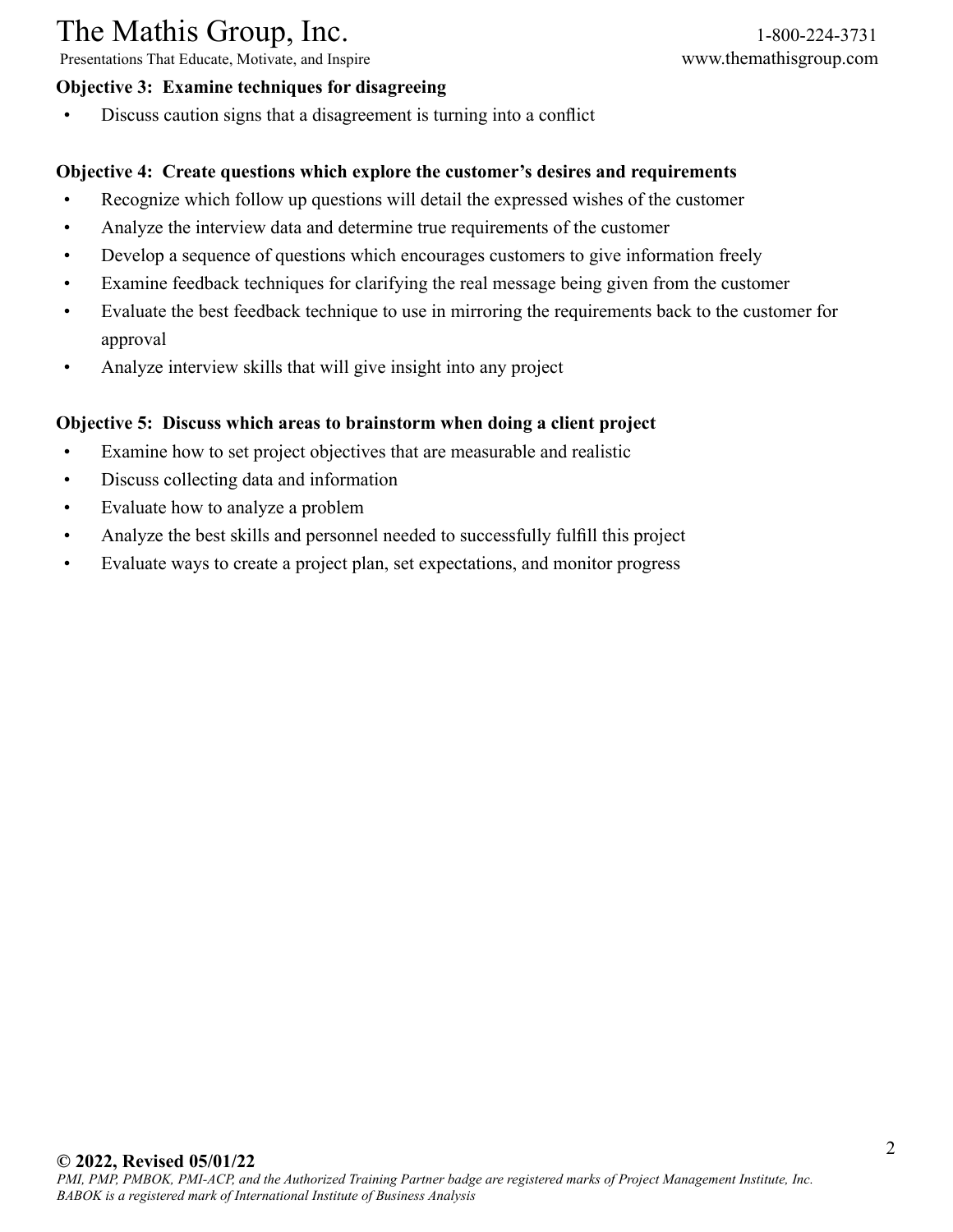**Objective 3: Examine techniques for disagreeing**

- Discuss caution signs that a disagreement is turning into a conflict

**Objective 4: Create questions which explore the customer's desires and requirements**

- Recognize which follow up questions will detail the expressed wishes of the customer
- Analyze the interview data and determine true requirements of the customer
- Develop a sequence of questions which encourages customers to give information freely
- Examine feedback techniques for clarifying the real message being given from the customer
- Evaluate the best feedback technique to use in mirroring the requirements back to the customer for approval
- Analyze interview skills that will give insight into any project

**Objective 5: Discuss which areas to brainstorm when doing a client project**

- Examine how to set project objectives that are measurable and realistic
- Discuss collecting data and information
- Evaluate how to analyze a problem
- Analyze the best skills and personnel needed to successfully fulfill this project
- Evaluate ways to create a project plan, set expectations, and monitor progress